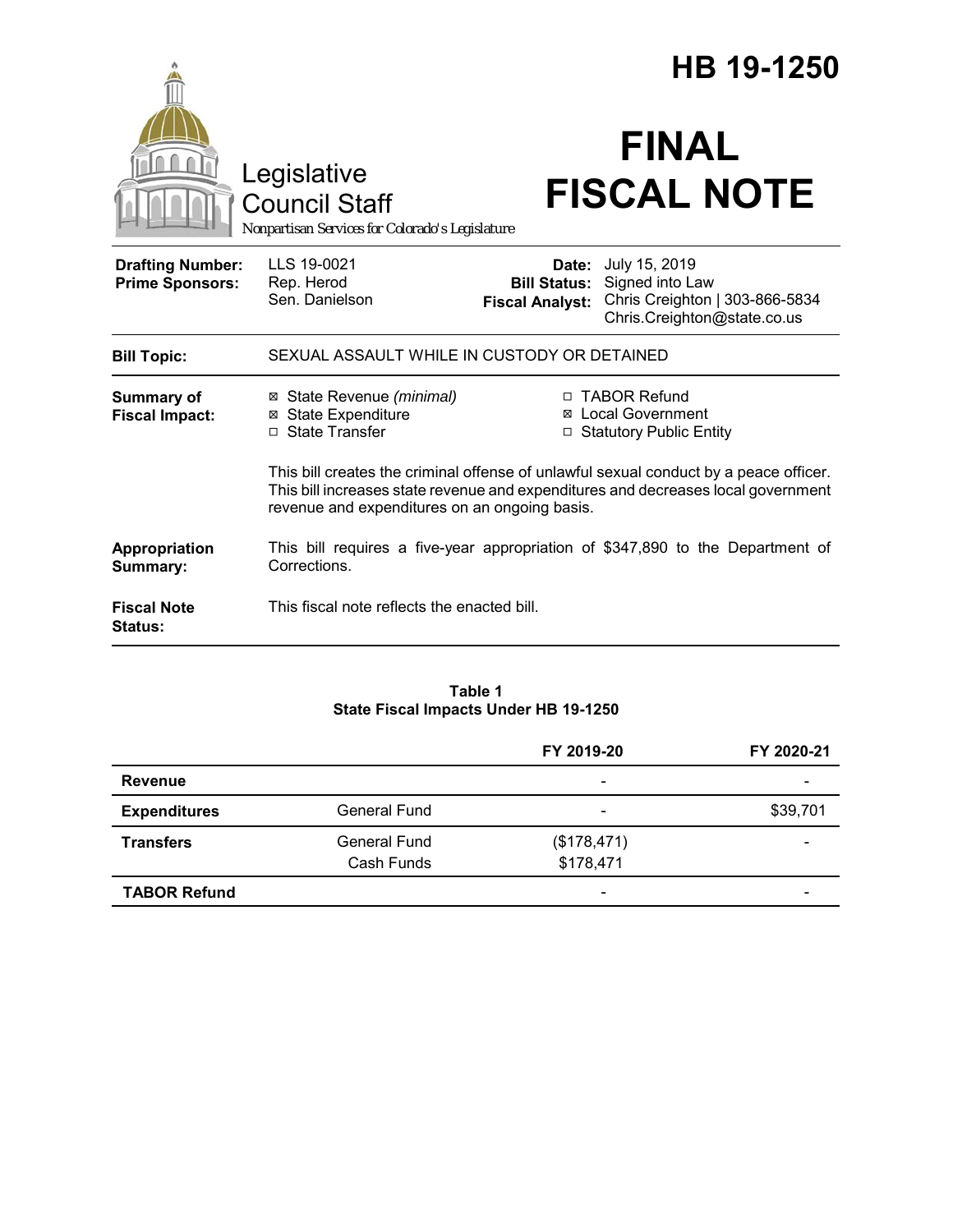# HB 19-1250

Legislative Council Staff

*Nonpartisan Services for Colorado's Legislature*

# FINAL FISCAL NOTE

| | | | |
|---|---|---|---|
| **Drafting Number:** | LLS 19-0021 | **Date:** | July 15, 2019 |
| **Prime Sponsors:** | Rep. Herod<br>Sen. Danielson | **Bill Status:** | Signed into Law |
| | | **Fiscal Analyst:** | Chris Creighton \| 303-866-5834<br>Chris.Creighton@state.co.us |

**Bill Topic:** SEXUAL ASSAULT WHILE IN CUSTODY OR DETAINED

**Summary of Fiscal Impact:**

- ☒ State Revenue *(minimal)*
- ☒ State Expenditure
- ☐ State Transfer
- ☐ TABOR Refund
- ☒ Local Government
- ☐ Statutory Public Entity

This bill creates the criminal offense of unlawful sexual conduct by a peace officer. This bill increases state revenue and expenditures and decreases local government revenue and expenditures on an ongoing basis.

**Appropriation Summary:** This bill requires a five-year appropriation of $347,890 to the Department of Corrections.

**Fiscal Note Status:** This fiscal note reflects the enacted bill.

**Table 1**
**State Fiscal Impacts Under HB 19-1250**

| | | FY 2019-20 | FY 2020-21 |
|---|---|---|---|
| **Revenue** | | - | - |
| **Expenditures** | General Fund | - | $39,701 |
| **Transfers** | General Fund<br>Cash Funds | ($178,471)<br>$178,471 | - |
| **TABOR Refund** | | - | - |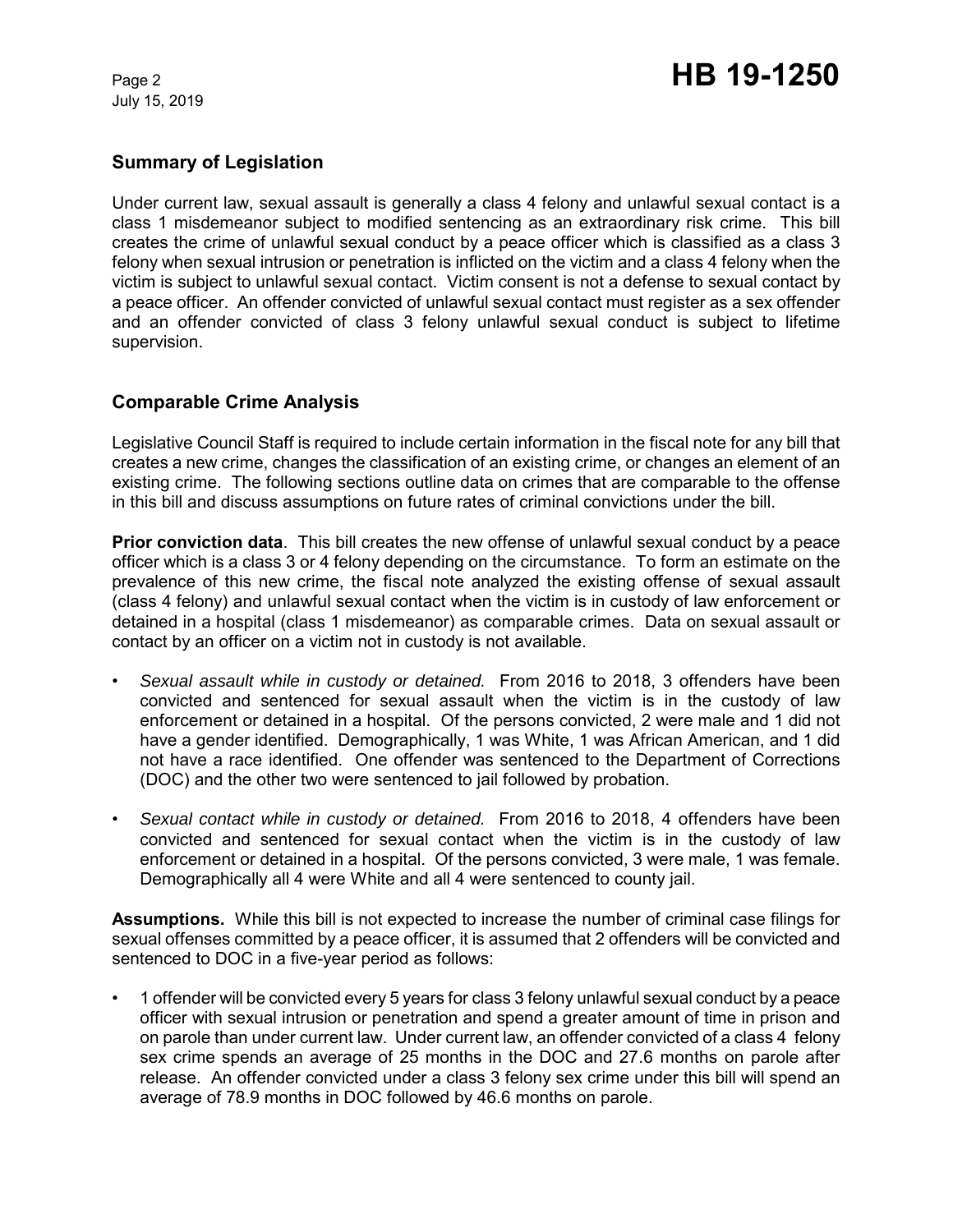## Summary of Legislation

Under current law, sexual assault is generally a class 4 felony and unlawful sexual contact is a class 1 misdemeanor subject to modified sentencing as an extraordinary risk crime. This bill creates the crime of unlawful sexual conduct by a peace officer which is classified as a class 3 felony when sexual intrusion or penetration is inflicted on the victim and a class 4 felony when the victim is subject to unlawful sexual contact. Victim consent is not a defense to sexual contact by a peace officer. An offender convicted of unlawful sexual contact must register as a sex offender and an offender convicted of class 3 felony unlawful sexual conduct is subject to lifetime supervision.

## Comparable Crime Analysis

Legislative Council Staff is required to include certain information in the fiscal note for any bill that creates a new crime, changes the classification of an existing crime, or changes an element of an existing crime. The following sections outline data on crimes that are comparable to the offense in this bill and discuss assumptions on future rates of criminal convictions under the bill.

**Prior conviction data**. This bill creates the new offense of unlawful sexual conduct by a peace officer which is a class 3 or 4 felony depending on the circumstance. To form an estimate on the prevalence of this new crime, the fiscal note analyzed the existing offense of sexual assault (class 4 felony) and unlawful sexual contact when the victim is in custody of law enforcement or detained in a hospital (class 1 misdemeanor) as comparable crimes. Data on sexual assault or contact by an officer on a victim not in custody is not available.

- *Sexual assault while in custody or detained.* From 2016 to 2018, 3 offenders have been convicted and sentenced for sexual assault when the victim is in the custody of law enforcement or detained in a hospital. Of the persons convicted, 2 were male and 1 did not have a gender identified. Demographically, 1 was White, 1 was African American, and 1 did not have a race identified. One offender was sentenced to the Department of Corrections (DOC) and the other two were sentenced to jail followed by probation.
- *Sexual contact while in custody or detained.* From 2016 to 2018, 4 offenders have been convicted and sentenced for sexual contact when the victim is in the custody of law enforcement or detained in a hospital. Of the persons convicted, 3 were male, 1 was female. Demographically all 4 were White and all 4 were sentenced to county jail.

**Assumptions.** While this bill is not expected to increase the number of criminal case filings for sexual offenses committed by a peace officer, it is assumed that 2 offenders will be convicted and sentenced to DOC in a five-year period as follows:

- 1 offender will be convicted every 5 years for class 3 felony unlawful sexual conduct by a peace officer with sexual intrusion or penetration and spend a greater amount of time in prison and on parole than under current law. Under current law, an offender convicted of a class 4 felony sex crime spends an average of 25 months in the DOC and 27.6 months on parole after release. An offender convicted under a class 3 felony sex crime under this bill will spend an average of 78.9 months in DOC followed by 46.6 months on parole.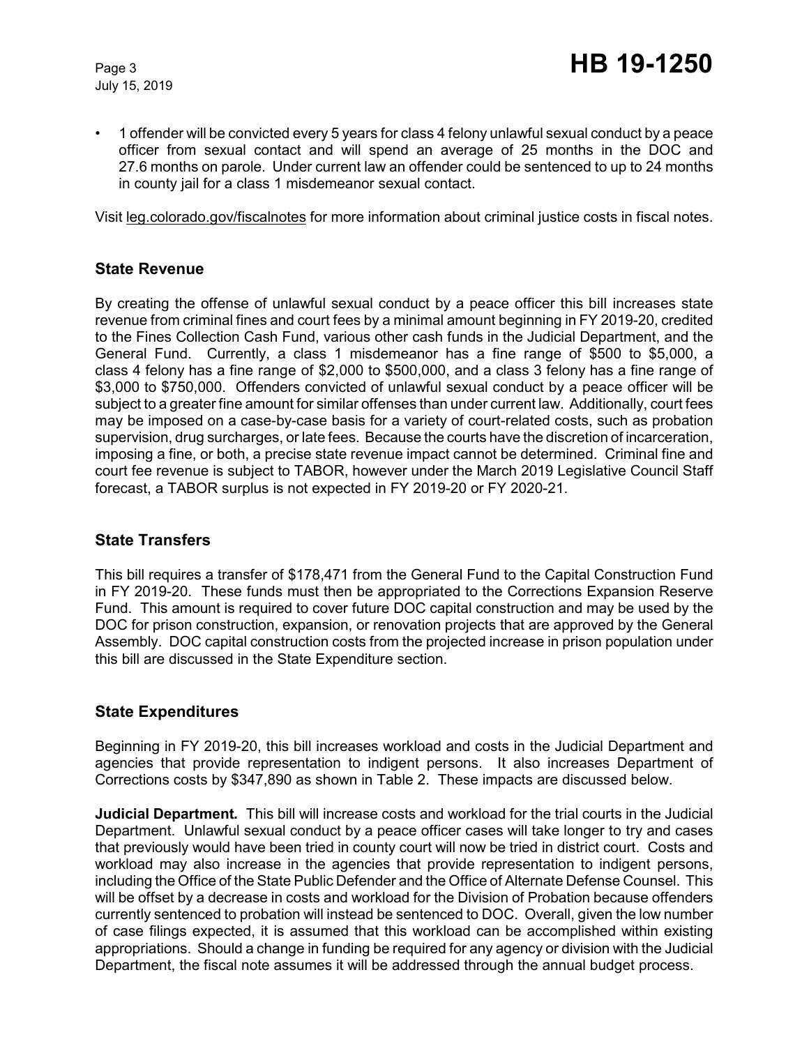- 1 offender will be convicted every 5 years for class 4 felony unlawful sexual conduct by a peace officer from sexual contact and will spend an average of 25 months in the DOC and 27.6 months on parole. Under current law an offender could be sentenced to up to 24 months in county jail for a class 1 misdemeanor sexual contact.

Visit leg.colorado.gov/fiscalnotes for more information about criminal justice costs in fiscal notes.

## State Revenue

By creating the offense of unlawful sexual conduct by a peace officer this bill increases state revenue from criminal fines and court fees by a minimal amount beginning in FY 2019-20, credited to the Fines Collection Cash Fund, various other cash funds in the Judicial Department, and the General Fund. Currently, a class 1 misdemeanor has a fine range of $500 to $5,000, a class 4 felony has a fine range of $2,000 to $500,000, and a class 3 felony has a fine range of $3,000 to $750,000. Offenders convicted of unlawful sexual conduct by a peace officer will be subject to a greater fine amount for similar offenses than under current law. Additionally, court fees may be imposed on a case-by-case basis for a variety of court-related costs, such as probation supervision, drug surcharges, or late fees. Because the courts have the discretion of incarceration, imposing a fine, or both, a precise state revenue impact cannot be determined. Criminal fine and court fee revenue is subject to TABOR, however under the March 2019 Legislative Council Staff forecast, a TABOR surplus is not expected in FY 2019-20 or FY 2020-21.

## State Transfers

This bill requires a transfer of $178,471 from the General Fund to the Capital Construction Fund in FY 2019-20. These funds must then be appropriated to the Corrections Expansion Reserve Fund. This amount is required to cover future DOC capital construction and may be used by the DOC for prison construction, expansion, or renovation projects that are approved by the General Assembly. DOC capital construction costs from the projected increase in prison population under this bill are discussed in the State Expenditure section.

## State Expenditures

Beginning in FY 2019-20, this bill increases workload and costs in the Judicial Department and agencies that provide representation to indigent persons. It also increases Department of Corrections costs by $347,890 as shown in Table 2. These impacts are discussed below.

**Judicial Department.** This bill will increase costs and workload for the trial courts in the Judicial Department. Unlawful sexual conduct by a peace officer cases will take longer to try and cases that previously would have been tried in county court will now be tried in district court. Costs and workload may also increase in the agencies that provide representation to indigent persons, including the Office of the State Public Defender and the Office of Alternate Defense Counsel. This will be offset by a decrease in costs and workload for the Division of Probation because offenders currently sentenced to probation will instead be sentenced to DOC. Overall, given the low number of case filings expected, it is assumed that this workload can be accomplished within existing appropriations. Should a change in funding be required for any agency or division with the Judicial Department, the fiscal note assumes it will be addressed through the annual budget process.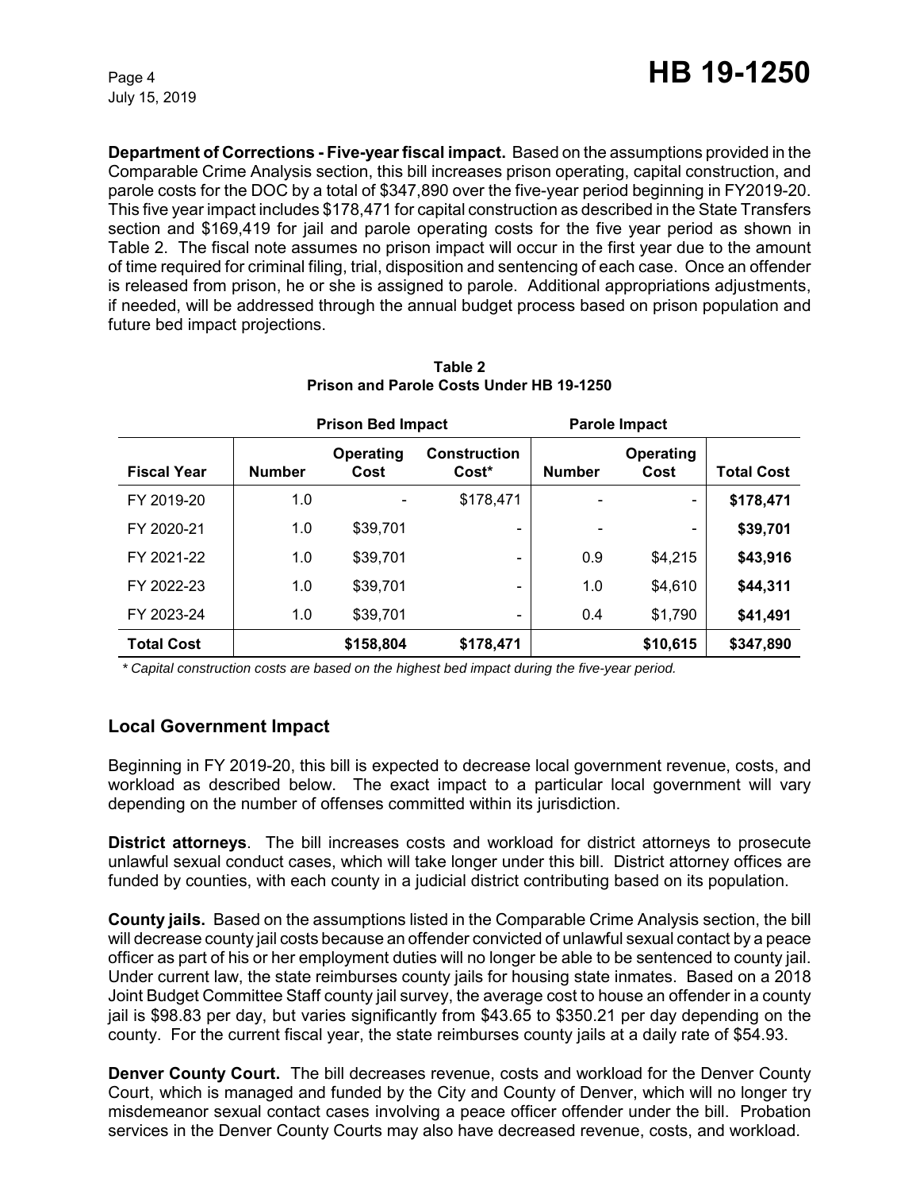**Department of Corrections - Five-year fiscal impact.** Based on the assumptions provided in the Comparable Crime Analysis section, this bill increases prison operating, capital construction, and parole costs for the DOC by a total of $347,890 over the five-year period beginning in FY2019-20. This five year impact includes $178,471 for capital construction as described in the State Transfers section and $169,419 for jail and parole operating costs for the five year period as shown in Table 2. The fiscal note assumes no prison impact will occur in the first year due to the amount of time required for criminal filing, trial, disposition and sentencing of each case. Once an offender is released from prison, he or she is assigned to parole. Additional appropriations adjustments, if needed, will be addressed through the annual budget process based on prison population and future bed impact projections.

**Table 2**
**Prison and Parole Costs Under HB 19-1250**

| | Prison Bed Impact | | | Parole Impact | | |
|---|---|---|---|---|---|---|
| **Fiscal Year** | **Number** | **Operating Cost** | **Construction Cost*** | **Number** | **Operating Cost** | **Total Cost** |
| FY 2019-20 | 1.0 | - | $178,471 | - | - | **$178,471** |
| FY 2020-21 | 1.0 | $39,701 | - | - | - | **$39,701** |
| FY 2021-22 | 1.0 | $39,701 | - | 0.9 | $4,215 | **$43,916** |
| FY 2022-23 | 1.0 | $39,701 | - | 1.0 | $4,610 | **$44,311** |
| FY 2023-24 | 1.0 | $39,701 | - | 0.4 | $1,790 | **$41,491** |
| **Total Cost** | | **$158,804** | **$178,471** | | **$10,615** | **$347,890** |

*\* Capital construction costs are based on the highest bed impact during the five-year period.*

## Local Government Impact

Beginning in FY 2019-20, this bill is expected to decrease local government revenue, costs, and workload as described below. The exact impact to a particular local government will vary depending on the number of offenses committed within its jurisdiction.

**District attorneys**. The bill increases costs and workload for district attorneys to prosecute unlawful sexual conduct cases, which will take longer under this bill. District attorney offices are funded by counties, with each county in a judicial district contributing based on its population.

**County jails.** Based on the assumptions listed in the Comparable Crime Analysis section, the bill will decrease county jail costs because an offender convicted of unlawful sexual contact by a peace officer as part of his or her employment duties will no longer be able to be sentenced to county jail. Under current law, the state reimburses county jails for housing state inmates. Based on a 2018 Joint Budget Committee Staff county jail survey, the average cost to house an offender in a county jail is $98.83 per day, but varies significantly from $43.65 to $350.21 per day depending on the county. For the current fiscal year, the state reimburses county jails at a daily rate of $54.93.

**Denver County Court.** The bill decreases revenue, costs and workload for the Denver County Court, which is managed and funded by the City and County of Denver, which will no longer try misdemeanor sexual contact cases involving a peace officer offender under the bill. Probation services in the Denver County Courts may also have decreased revenue, costs, and workload.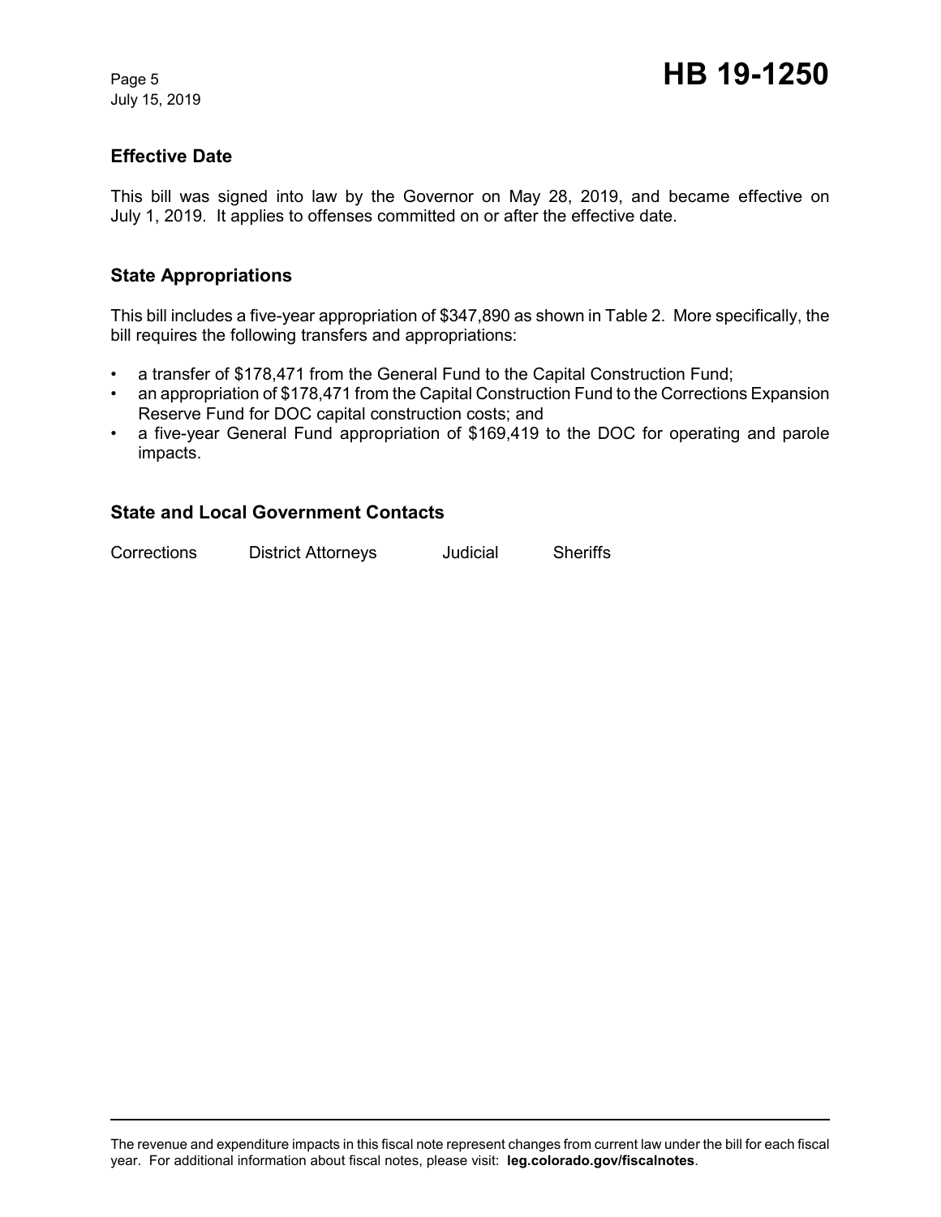## Effective Date

This bill was signed into law by the Governor on May 28, 2019, and became effective on July 1, 2019. It applies to offenses committed on or after the effective date.

## State Appropriations

This bill includes a five-year appropriation of $347,890 as shown in Table 2. More specifically, the bill requires the following transfers and appropriations:

- a transfer of $178,471 from the General Fund to the Capital Construction Fund;
- an appropriation of $178,471 from the Capital Construction Fund to the Corrections Expansion Reserve Fund for DOC capital construction costs; and
- a five-year General Fund appropriation of $169,419 to the DOC for operating and parole impacts.

## State and Local Government Contacts

Corrections    District Attorneys    Judicial    Sheriffs

The revenue and expenditure impacts in this fiscal note represent changes from current law under the bill for each fiscal year. For additional information about fiscal notes, please visit: **leg.colorado.gov/fiscalnotes**.